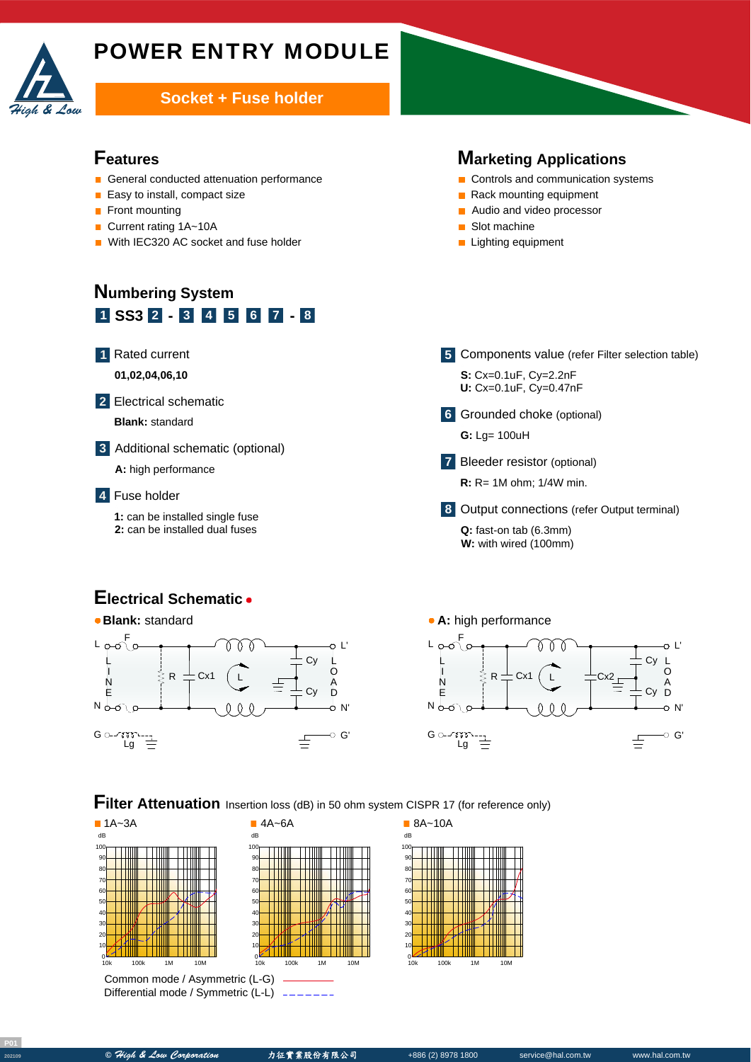# POWER ENTRY MODULE

**Socket + Fuse holder**

## Features

- General conducted attenuation performance
- Easy to install, compact size
- Front mounting
- Current rating 1A~10A
- With IEC320 AC socket and fuse holder

## Marketing Applications

- Controls and communication systems
- Rack mounting equipment
- Audio and video processor
- Slot machine
- Lighting equipment

## Numbering System

**1 SS3 2 - 3 4 5 6 7 - 8**

**1** Rated current
**01,02,04,06,10**

**2** Electrical schematic
**Blank:** standard

**3** Additional schematic (optional)
**A:** high performance

**4** Fuse holder
**1:** can be installed single fuse
**2:** can be installed dual fuses

**5** Components value (refer Filter selection table)
**S:** Cx=0.1uF, Cy=2.2nF
**U:** Cx=0.1uF, Cy=0.47nF

**6** Grounded choke (optional)
**G:** Lg= 100uH

**7** Bleeder resistor (optional)
**R:** R= 1M ohm; 1/4W min.

**8** Output connections (refer Output terminal)
**Q:** fast-on tab (6.3mm)
**W:** with wired (100mm)

## Electrical Schematic

- **Blank:** standard
- **A:** high performance

## Filter Attenuation

Insertion loss (dB) in 50 ohm system CISPR 17 (for reference only)

- 1A~3A
- 4A~6A
- 8A~10A

Common mode / Asymmetric (L-G) ————

Differential mode / Symmetric (L-L) – – – – – –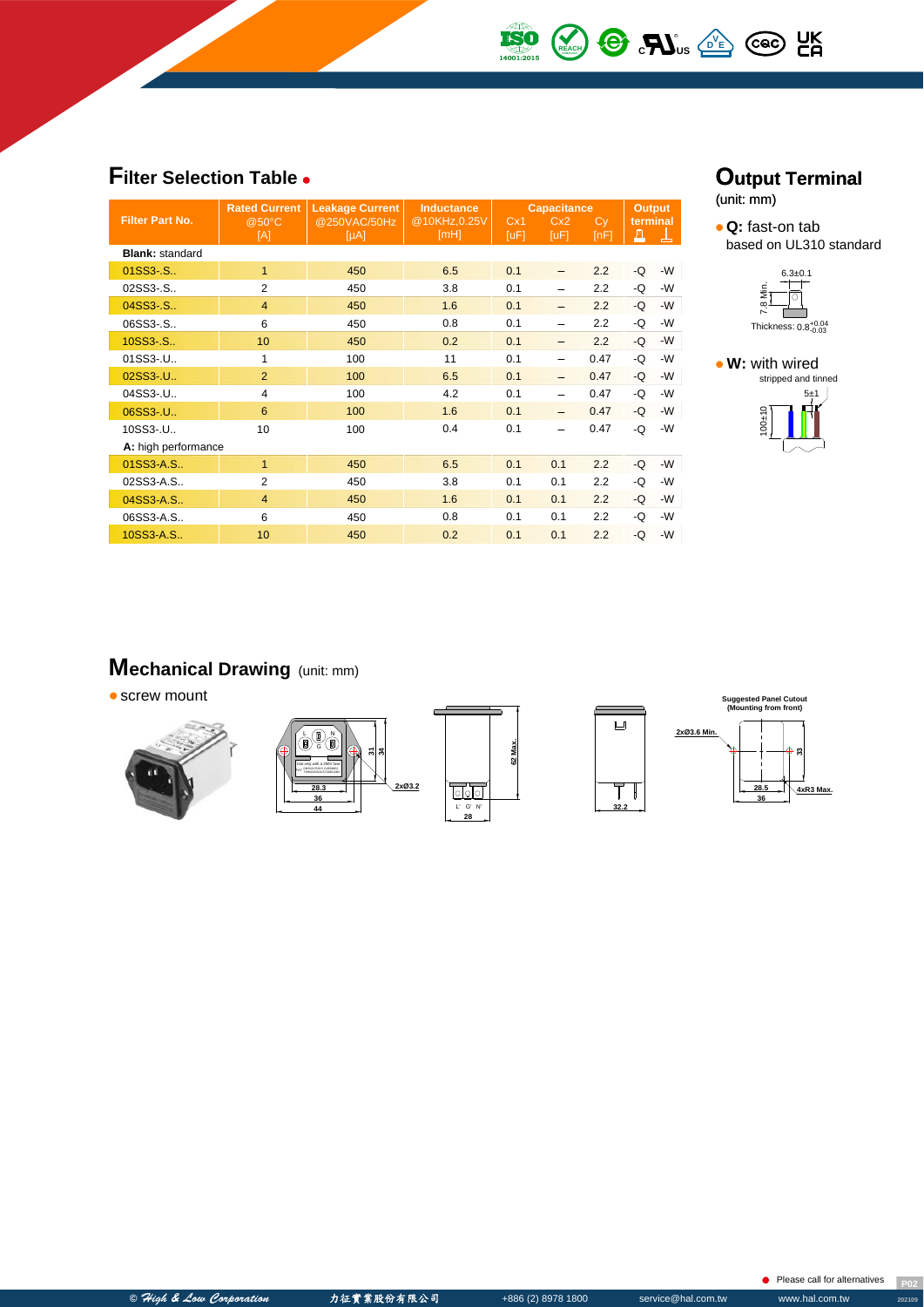## Filter Selection Table

| Filter Part No. | Rated Current @50°C [A] | Leakage Current @250VAC/50Hz [μA] | Inductance @10KHz,0.25V [mH] | Capacitance Cx1 [uF] | Capacitance Cx2 [uF] | Capacitance Cy [nF] | Output terminal | |
|---|---|---|---|---|---|---|---|---|
| **Blank:** standard | | | | | | | | |
| 01SS3-.S.. | 1 | 450 | 6.5 | 0.1 | – | 2.2 | -Q | -W |
| 02SS3-.S.. | 2 | 450 | 3.8 | 0.1 | – | 2.2 | -Q | -W |
| 04SS3-.S.. | 4 | 450 | 1.6 | 0.1 | – | 2.2 | -Q | -W |
| 06SS3-.S.. | 6 | 450 | 0.8 | 0.1 | – | 2.2 | -Q | -W |
| 10SS3-.S.. | 10 | 450 | 0.2 | 0.1 | – | 2.2 | -Q | -W |
| 01SS3-.U.. | 1 | 100 | 11 | 0.1 | – | 0.47 | -Q | -W |
| 02SS3-.U.. | 2 | 100 | 6.5 | 0.1 | – | 0.47 | -Q | -W |
| 04SS3-.U.. | 4 | 100 | 4.2 | 0.1 | – | 0.47 | -Q | -W |
| 06SS3-.U.. | 6 | 100 | 1.6 | 0.1 | – | 0.47 | -Q | -W |
| 10SS3-.U.. | 10 | 100 | 0.4 | 0.1 | – | 0.47 | -Q | -W |
| **A:** high performance | | | | | | | | |
| 01SS3-A.S.. | 1 | 450 | 6.5 | 0.1 | 0.1 | 2.2 | -Q | -W |
| 02SS3-A.S.. | 2 | 450 | 3.8 | 0.1 | 0.1 | 2.2 | -Q | -W |
| 04SS3-A.S.. | 4 | 450 | 1.6 | 0.1 | 0.1 | 2.2 | -Q | -W |
| 06SS3-A.S.. | 6 | 450 | 0.8 | 0.1 | 0.1 | 2.2 | -Q | -W |
| 10SS3-A.S.. | 10 | 450 | 0.2 | 0.1 | 0.1 | 2.2 | -Q | -W |

## Output Terminal

(unit: mm)

- **Q:** fast-on tab based on UL310 standard

6.3±0.1
7.8 Min.
Thickness: $0.8^{+0.04}_{-0.03}$

- **W:** with wired stripped and tinned

5±1
100±10

## Mechanical Drawing (unit: mm)

- screw mount

28.3
36
44
31
34
2xØ3.2
62 Max.
L' G' N'
28
32.2

Suggested Panel Cutout (Mounting from front)
2xØ3.6 Min.
33
28.5
36
4xR3 Max.

● Please call for alternatives

© High & Low Corporation 力征實業股份有限公司 +886 (2) 8978 1800 service@hal.com.tw www.hal.com.tw